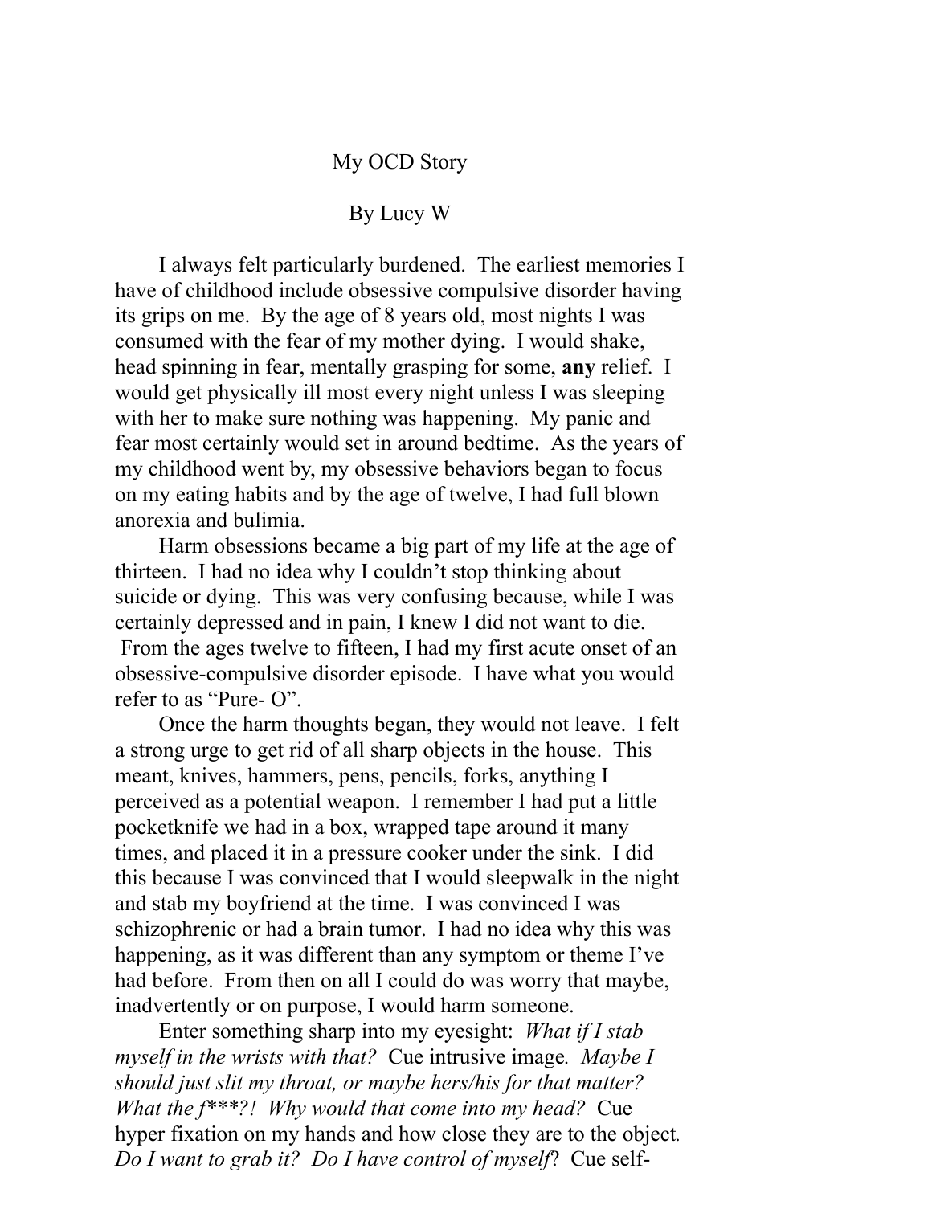# My OCD Story

By Lucy W

I always felt particularly burdened. The earliest memories I have of childhood include obsessive compulsive disorder having its grips on me. By the age of 8 years old, most nights I was consumed with the fear of my mother dying. I would shake, head spinning in fear, mentally grasping for some, **any** relief. I would get physically ill most every night unless I was sleeping with her to make sure nothing was happening. My panic and fear most certainly would set in around bedtime. As the years of my childhood went by, my obsessive behaviors began to focus on my eating habits and by the age of twelve, I had full blown anorexia and bulimia.

Harm obsessions became a big part of my life at the age of thirteen. I had no idea why I couldn't stop thinking about suicide or dying. This was very confusing because, while I was certainly depressed and in pain, I knew I did not want to die. From the ages twelve to fifteen, I had my first acute onset of an obsessive-compulsive disorder episode. I have what you would refer to as "Pure- O".

Once the harm thoughts began, they would not leave. I felt a strong urge to get rid of all sharp objects in the house. This meant, knives, hammers, pens, pencils, forks, anything I perceived as a potential weapon. I remember I had put a little pocketknife we had in a box, wrapped tape around it many times, and placed it in a pressure cooker under the sink. I did this because I was convinced that I would sleepwalk in the night and stab my boyfriend at the time. I was convinced I was schizophrenic or had a brain tumor. I had no idea why this was happening, as it was different than any symptom or theme I've had before. From then on all I could do was worry that maybe, inadvertently or on purpose, I would harm someone.

Enter something sharp into my eyesight: *What if I stab myself in the wrists with that?* Cue intrusive image. *Maybe I should just slit my throat, or maybe hers/his for that matter? What the f***?! Why would that come into my head?* Cue hyper fixation on my hands and how close they are to the object. *Do I want to grab it? Do I have control of myself*? Cue self-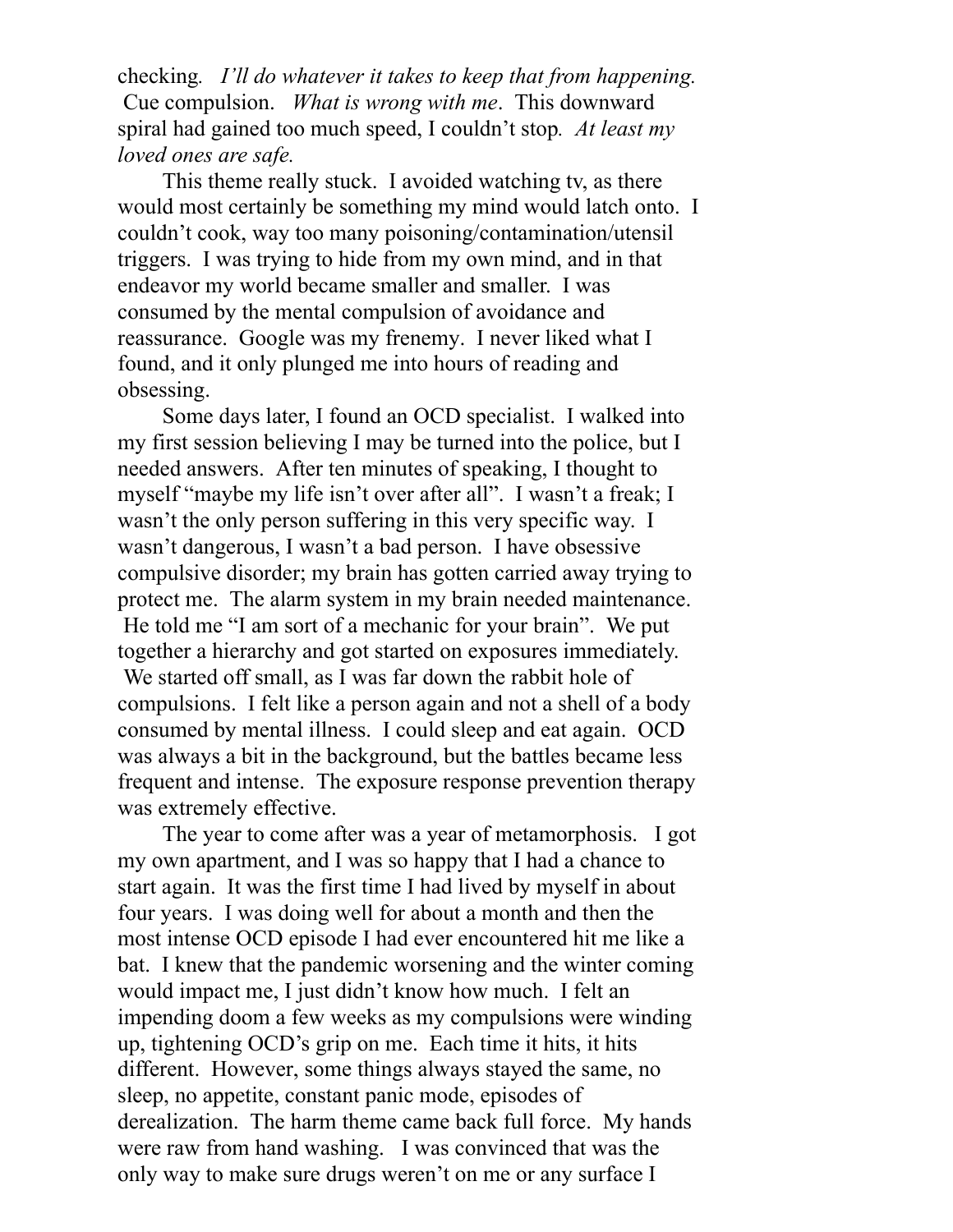checking. *I'll do whatever it takes to keep that from happening.* Cue compulsion. *What is wrong with me*. This downward spiral had gained too much speed, I couldn't stop. *At least my loved ones are safe.*

This theme really stuck. I avoided watching tv, as there would most certainly be something my mind would latch onto. I couldn't cook, way too many poisoning/contamination/utensil triggers. I was trying to hide from my own mind, and in that endeavor my world became smaller and smaller. I was consumed by the mental compulsion of avoidance and reassurance. Google was my frenemy. I never liked what I found, and it only plunged me into hours of reading and obsessing.

Some days later, I found an OCD specialist. I walked into my first session believing I may be turned into the police, but I needed answers. After ten minutes of speaking, I thought to myself "maybe my life isn't over after all". I wasn't a freak; I wasn't the only person suffering in this very specific way. I wasn't dangerous, I wasn't a bad person. I have obsessive compulsive disorder; my brain has gotten carried away trying to protect me. The alarm system in my brain needed maintenance. He told me "I am sort of a mechanic for your brain". We put together a hierarchy and got started on exposures immediately. We started off small, as I was far down the rabbit hole of compulsions. I felt like a person again and not a shell of a body consumed by mental illness. I could sleep and eat again. OCD was always a bit in the background, but the battles became less frequent and intense. The exposure response prevention therapy was extremely effective.

The year to come after was a year of metamorphosis. I got my own apartment, and I was so happy that I had a chance to start again. It was the first time I had lived by myself in about four years. I was doing well for about a month and then the most intense OCD episode I had ever encountered hit me like a bat. I knew that the pandemic worsening and the winter coming would impact me, I just didn't know how much. I felt an impending doom a few weeks as my compulsions were winding up, tightening OCD's grip on me. Each time it hits, it hits different. However, some things always stayed the same, no sleep, no appetite, constant panic mode, episodes of derealization. The harm theme came back full force. My hands were raw from hand washing. I was convinced that was the only way to make sure drugs weren't on me or any surface I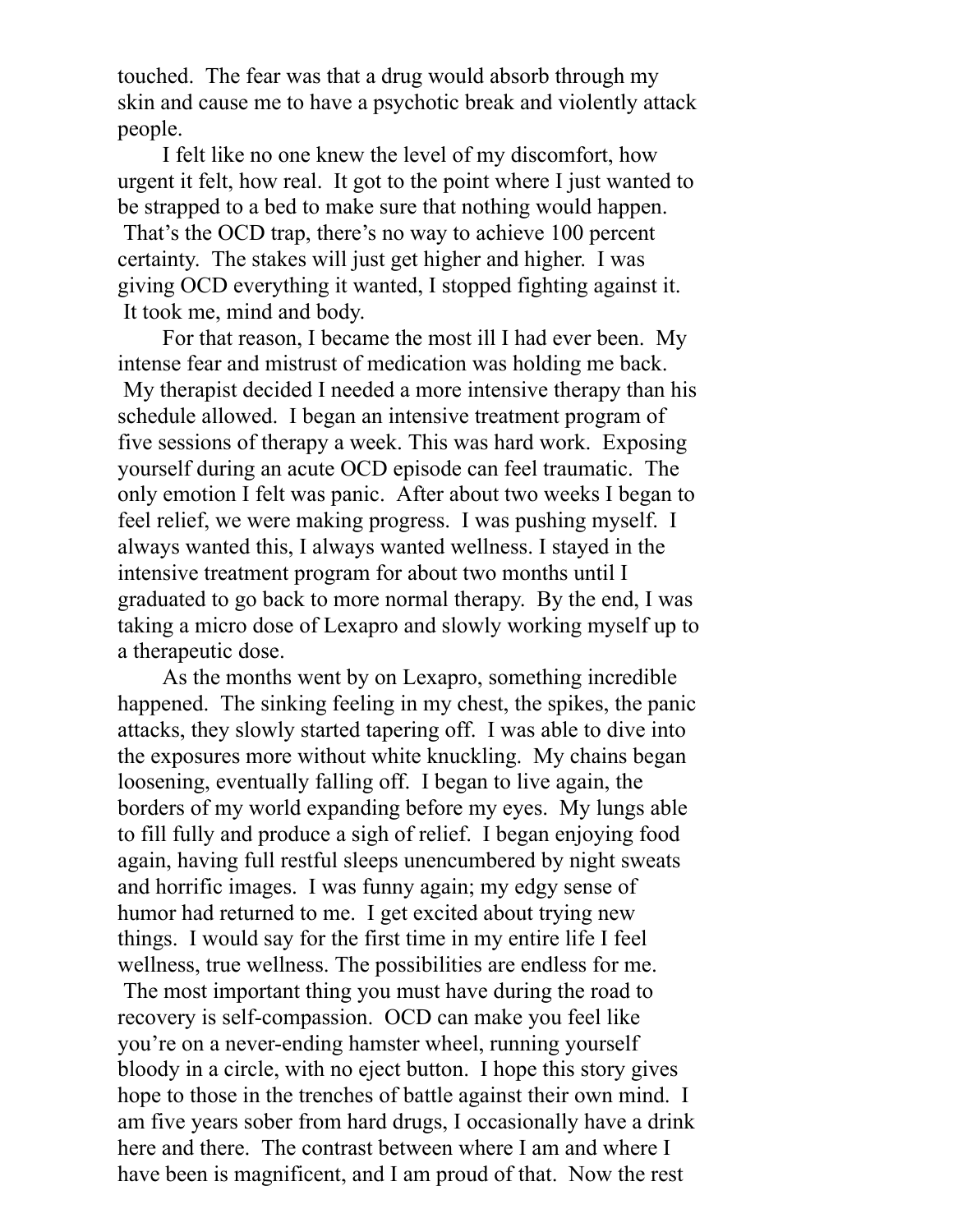touched. The fear was that a drug would absorb through my skin and cause me to have a psychotic break and violently attack people.

I felt like no one knew the level of my discomfort, how urgent it felt, how real. It got to the point where I just wanted to be strapped to a bed to make sure that nothing would happen. That's the OCD trap, there's no way to achieve 100 percent certainty. The stakes will just get higher and higher. I was giving OCD everything it wanted, I stopped fighting against it. It took me, mind and body.

For that reason, I became the most ill I had ever been. My intense fear and mistrust of medication was holding me back. My therapist decided I needed a more intensive therapy than his schedule allowed. I began an intensive treatment program of five sessions of therapy a week. This was hard work. Exposing yourself during an acute OCD episode can feel traumatic. The only emotion I felt was panic. After about two weeks I began to feel relief, we were making progress. I was pushing myself. I always wanted this, I always wanted wellness. I stayed in the intensive treatment program for about two months until I graduated to go back to more normal therapy. By the end, I was taking a micro dose of Lexapro and slowly working myself up to a therapeutic dose.

As the months went by on Lexapro, something incredible happened. The sinking feeling in my chest, the spikes, the panic attacks, they slowly started tapering off. I was able to dive into the exposures more without white knuckling. My chains began loosening, eventually falling off. I began to live again, the borders of my world expanding before my eyes. My lungs able to fill fully and produce a sigh of relief. I began enjoying food again, having full restful sleeps unencumbered by night sweats and horrific images. I was funny again; my edgy sense of humor had returned to me. I get excited about trying new things. I would say for the first time in my entire life I feel wellness, true wellness. The possibilities are endless for me. The most important thing you must have during the road to recovery is self-compassion. OCD can make you feel like you're on a never-ending hamster wheel, running yourself bloody in a circle, with no eject button. I hope this story gives hope to those in the trenches of battle against their own mind. I am five years sober from hard drugs, I occasionally have a drink here and there. The contrast between where I am and where I have been is magnificent, and I am proud of that. Now the rest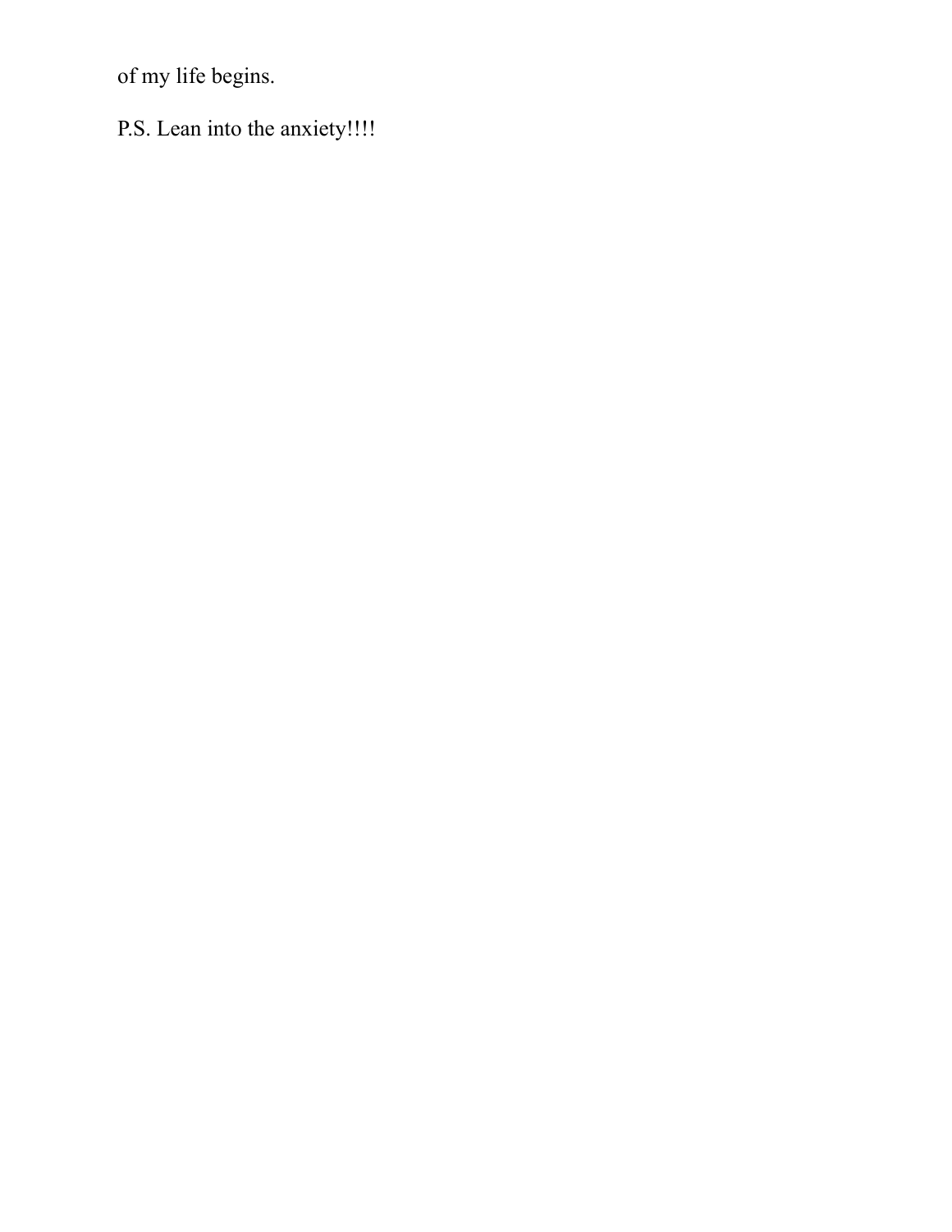of my life begins.

P.S. Lean into the anxiety!!!!